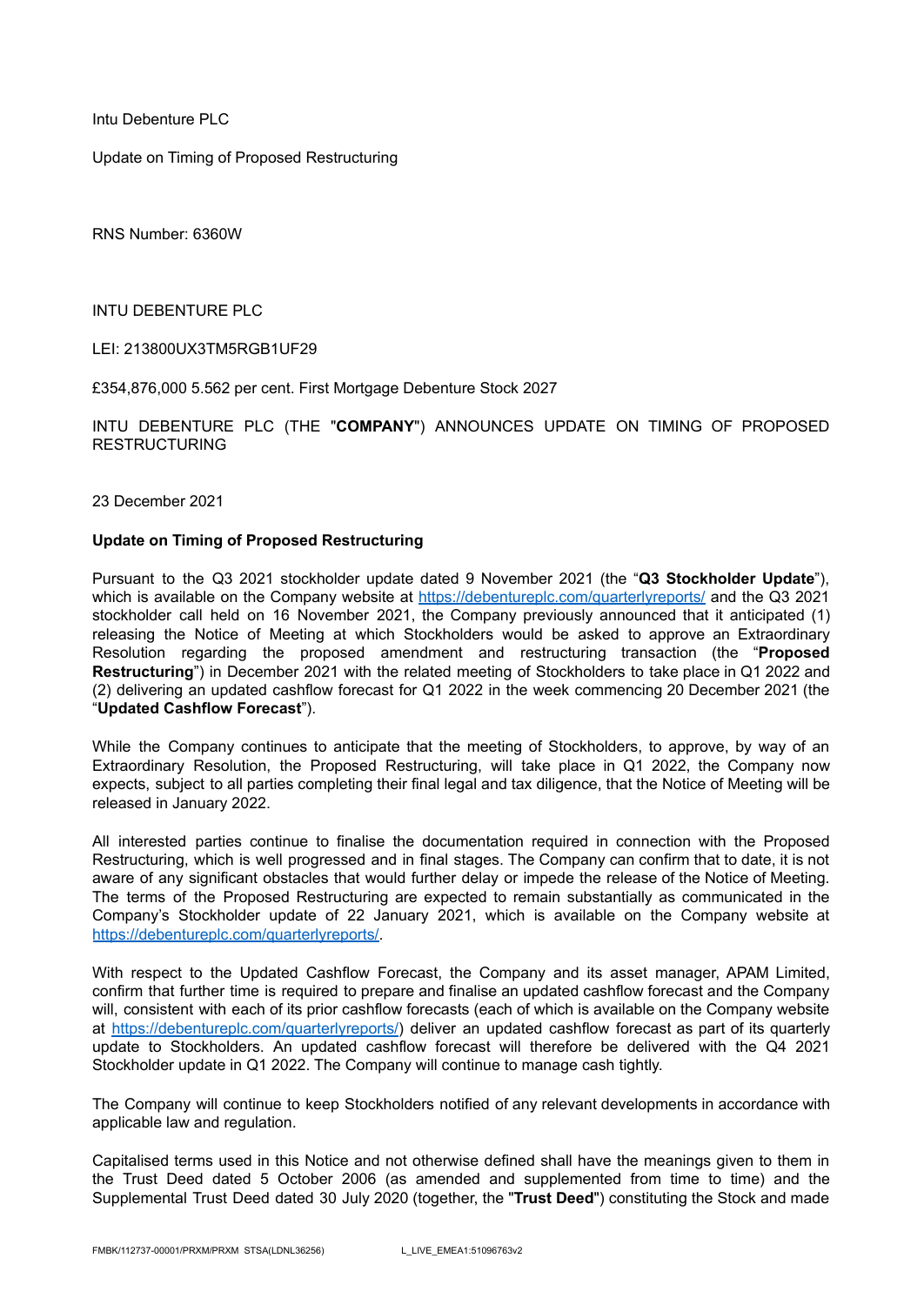Intu Debenture PLC

Update on Timing of Proposed Restructuring

RNS Number: 6360W

INTU DEBENTURE PLC

LEI: 213800UX3TM5RGB1UF29

£354,876,000 5.562 per cent. First Mortgage Debenture Stock 2027

INTU DEBENTURE PLC (THE "**COMPANY**") ANNOUNCES UPDATE ON TIMING OF PROPOSED RESTRUCTURING

23 December 2021

**Update on Timing of Proposed Restructuring**

Pursuant to the Q3 2021 stockholder update dated 9 November 2021 (the "**Q3 Stockholder Update**"), which is available on the Company website at https://debentureplc.com/quarterlyreports/ and the Q3 2021 stockholder call held on 16 November 2021, the Company previously announced that it anticipated (1) releasing the Notice of Meeting at which Stockholders would be asked to approve an Extraordinary Resolution regarding the proposed amendment and restructuring transaction (the "**Proposed Restructuring**") in December 2021 with the related meeting of Stockholders to take place in Q1 2022 and (2) delivering an updated cashflow forecast for Q1 2022 in the week commencing 20 December 2021 (the "**Updated Cashflow Forecast**").

While the Company continues to anticipate that the meeting of Stockholders, to approve, by way of an Extraordinary Resolution, the Proposed Restructuring, will take place in Q1 2022, the Company now expects, subject to all parties completing their final legal and tax diligence, that the Notice of Meeting will be released in January 2022.

All interested parties continue to finalise the documentation required in connection with the Proposed Restructuring, which is well progressed and in final stages. The Company can confirm that to date, it is not aware of any significant obstacles that would further delay or impede the release of the Notice of Meeting. The terms of the Proposed Restructuring are expected to remain substantially as communicated in the Company's Stockholder update of 22 January 2021, which is available on the Company website at https://debentureplc.com/quarterlyreports/.

With respect to the Updated Cashflow Forecast, the Company and its asset manager, APAM Limited, confirm that further time is required to prepare and finalise an updated cashflow forecast and the Company will, consistent with each of its prior cashflow forecasts (each of which is available on the Company website at https://debentureplc.com/quarterlyreports/) deliver an updated cashflow forecast as part of its quarterly update to Stockholders. An updated cashflow forecast will therefore be delivered with the Q4 2021 Stockholder update in Q1 2022. The Company will continue to manage cash tightly.

The Company will continue to keep Stockholders notified of any relevant developments in accordance with applicable law and regulation.

Capitalised terms used in this Notice and not otherwise defined shall have the meanings given to them in the Trust Deed dated 5 October 2006 (as amended and supplemented from time to time) and the Supplemental Trust Deed dated 30 July 2020 (together, the "**Trust Deed**") constituting the Stock and made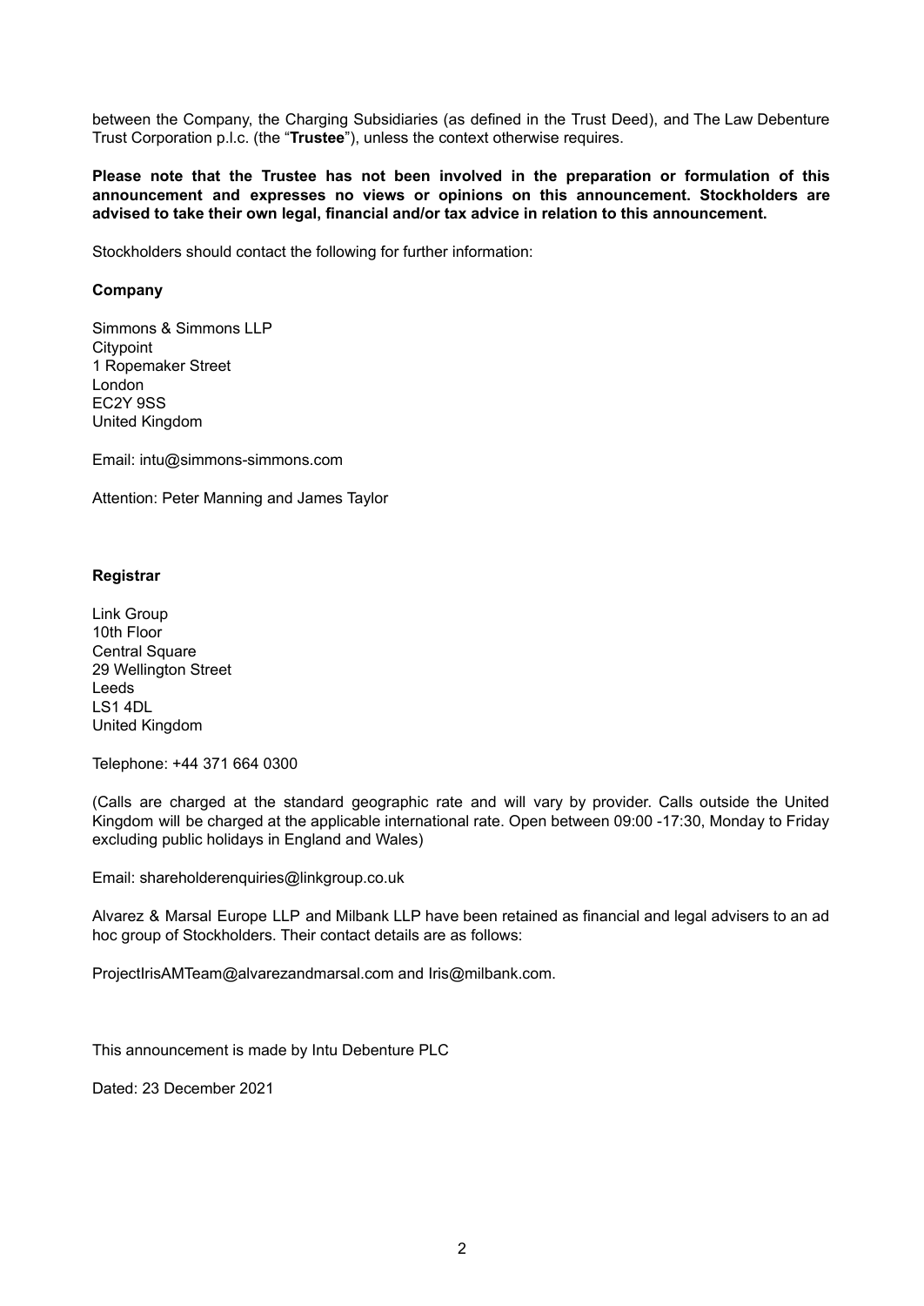between the Company, the Charging Subsidiaries (as defined in the Trust Deed), and The Law Debenture Trust Corporation p.l.c. (the "**Trustee**"), unless the context otherwise requires.

**Please note that the Trustee has not been involved in the preparation or formulation of this announcement and expresses no views or opinions on this announcement. Stockholders are advised to take their own legal, financial and/or tax advice in relation to this announcement.**

Stockholders should contact the following for further information:

**Company**

Simmons & Simmons LLP
Citypoint
1 Ropemaker Street
London
EC2Y 9SS
United Kingdom

Email: intu@simmons-simmons.com

Attention: Peter Manning and James Taylor

**Registrar**

Link Group
10th Floor
Central Square
29 Wellington Street
Leeds
LS1 4DL
United Kingdom

Telephone: +44 371 664 0300

(Calls are charged at the standard geographic rate and will vary by provider. Calls outside the United Kingdom will be charged at the applicable international rate. Open between 09:00 -17:30, Monday to Friday excluding public holidays in England and Wales)

Email: shareholderenquiries@linkgroup.co.uk

Alvarez & Marsal Europe LLP and Milbank LLP have been retained as financial and legal advisers to an ad hoc group of Stockholders. Their contact details are as follows:

ProjectIrisAMTeam@alvarezandmarsal.com and Iris@milbank.com.

This announcement is made by Intu Debenture PLC

Dated: 23 December 2021